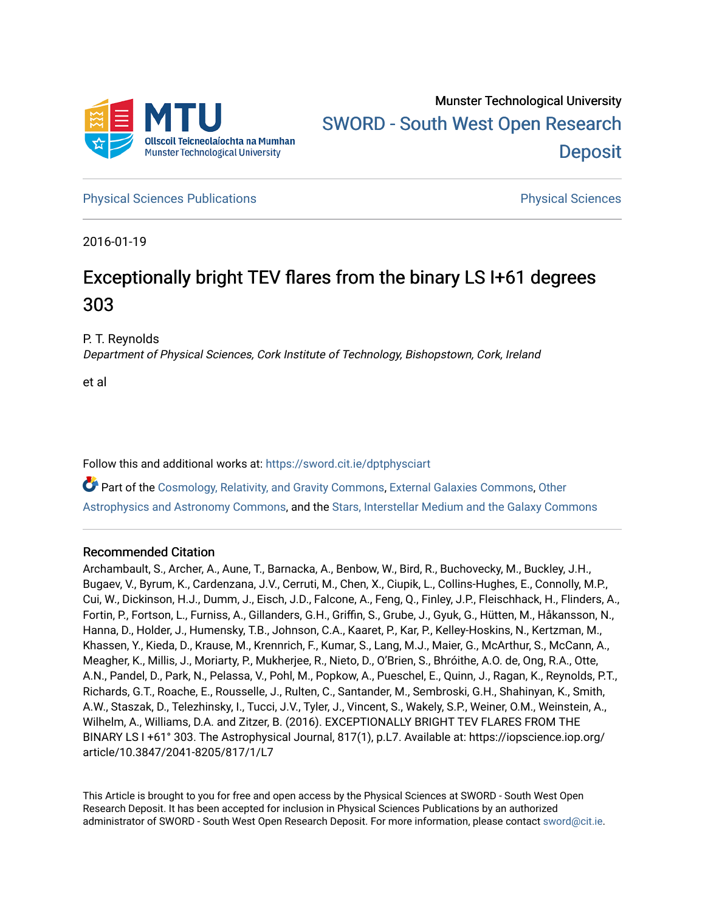Munster Technological University

SWORD - South West Open Research Deposit

Physical Sciences Publications

Physical Sciences

2016-01-19

# Exceptionally bright TEV flares from the binary LS I+61 degrees 303

P. T. Reynolds

*Department of Physical Sciences, Cork Institute of Technology, Bishopstown, Cork, Ireland*

et al

Follow this and additional works at: https://sword.cit.ie/dptphysciart

Part of the Cosmology, Relativity, and Gravity Commons, External Galaxies Commons, Other Astrophysics and Astronomy Commons, and the Stars, Interstellar Medium and the Galaxy Commons

## Recommended Citation

Archambault, S., Archer, A., Aune, T., Barnacka, A., Benbow, W., Bird, R., Buchovecky, M., Buckley, J.H., Bugaev, V., Byrum, K., Cardenzana, J.V., Cerruti, M., Chen, X., Ciupik, L., Collins-Hughes, E., Connolly, M.P., Cui, W., Dickinson, H.J., Dumm, J., Eisch, J.D., Falcone, A., Feng, Q., Finley, J.P., Fleischhack, H., Flinders, A., Fortin, P., Fortson, L., Furniss, A., Gillanders, G.H., Griffin, S., Grube, J., Gyuk, G., Hütten, M., Håkansson, N., Hanna, D., Holder, J., Humensky, T.B., Johnson, C.A., Kaaret, P., Kar, P., Kelley-Hoskins, N., Kertzman, M., Khassen, Y., Kieda, D., Krause, M., Krennrich, F., Kumar, S., Lang, M.J., Maier, G., McArthur, S., McCann, A., Meagher, K., Millis, J., Moriarty, P., Mukherjee, R., Nieto, D., O'Brien, S., Bhróithe, A.O. de, Ong, R.A., Otte, A.N., Pandel, D., Park, N., Pelassa, V., Pohl, M., Popkow, A., Pueschel, E., Quinn, J., Ragan, K., Reynolds, P.T., Richards, G.T., Roache, E., Rousselle, J., Rulten, C., Santander, M., Sembroski, G.H., Shahinyan, K., Smith, A.W., Staszak, D., Telezhinsky, I., Tucci, J.V., Tyler, J., Vincent, S., Wakely, S.P., Weiner, O.M., Weinstein, A., Wilhelm, A., Williams, D.A. and Zitzer, B. (2016). EXCEPTIONALLY BRIGHT TEV FLARES FROM THE BINARY LS I +61° 303. The Astrophysical Journal, 817(1), p.L7. Available at: https://iopscience.iop.org/article/10.3847/2041-8205/817/1/L7

This Article is brought to you for free and open access by the Physical Sciences at SWORD - South West Open Research Deposit. It has been accepted for inclusion in Physical Sciences Publications by an authorized administrator of SWORD - South West Open Research Deposit. For more information, please contact sword@cit.ie.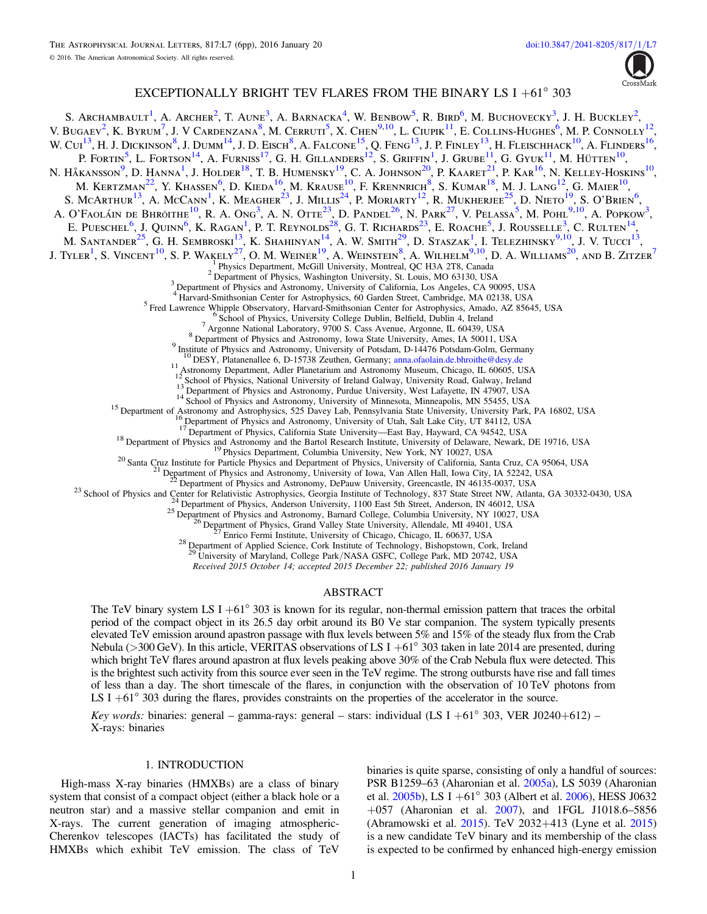# EXCEPTIONALLY BRIGHT TEV FLARES FROM THE BINARY LS I +61° 303

S. Archambault[1], A. Archer[2], T. Aune[3], A. Barnacka[4], W. Benbow[5], R. Bird[6], M. Buchovecky[3], J. H. Buckley[2], V. Bugaev[2], K. Byrum[7], J. V Cardenzana[8], M. Cerruti[5], X. Chen[9,10], L. Ciupik[11], E. Collins-Hughes[6], M. P. Connolly[12], W. Cui[13], H. J. Dickinson[8], J. Dumm[14], J. D. Eisch[8], A. Falcone[15], Q. Feng[13], J. P. Finley[13], H. Fleischhack[10], A. Flinders[16], P. Fortin[5], L. Fortson[14], A. Furniss[17], G. H. Gillanders[12], S. Griffin[1], J. Grube[11], G. Gyuk[11], M. Hütten[10], N. Håkansson[9], D. Hanna[1], J. Holder[18], T. B. Humensky[19], C. A. Johnson[20], P. Kaaret[21], P. Kar[16], N. Kelley-Hoskins[10], M. Kertzman[22], Y. Khassen[6], D. Kieda[16], M. Krause[10], F. Krennrich[8], S. Kumar[18], M. J. Lang[12], G. Maier[10], S. McArthur[13], A. McCann[1], K. Meagher[23], J. Millis[24], P. Moriarty[12], R. Mukherjee[25], D. Nieto[19], S. O'Brien[6], A. O'Faoláin de Bhróithe[10], R. A. Ong[3], A. N. Otte[23], D. Pandel[26], N. Park[27], V. Pelassa[5], M. Pohl[9,10], A. Popkow[3], E. Pueschel[6], J. Quinn[6], K. Ragan[1], P. T. Reynolds[28], G. T. Richards[23], E. Roache[5], J. Rousselle[3], C. Rulten[14], M. Santander[25], G. H. Sembroski[13], K. Shahinyan[14], A. W. Smith[29], D. Staszak[1], I. Telezhinsky[9,10], J. V. Tucci[13], J. Tyler[1], S. Vincent[10], S. P. Wakely[27], O. M. Weiner[19], A. Weinstein[8], A. Wilhelm[9,10], D. A. Williams[20], and B. Zitzer[7]

[1] Physics Department, McGill University, Montreal, QC H3A 2T8, Canada
[2] Department of Physics, Washington University, St. Louis, MO 63130, USA
[3] Department of Physics and Astronomy, University of California, Los Angeles, CA 90095, USA
[4] Harvard-Smithsonian Center for Astrophysics, 60 Garden Street, Cambridge, MA 02138, USA
[5] Fred Lawrence Whipple Observatory, Harvard-Smithsonian Center for Astrophysics, Amado, AZ 85645, USA
[6] School of Physics, University College Dublin, Belfield, Dublin 4, Ireland
[7] Argonne National Laboratory, 9700 S. Cass Avenue, Argonne, IL 60439, USA
[8] Department of Physics and Astronomy, Iowa State University, Ames, IA 50011, USA
[9] Institute of Physics and Astronomy, University of Potsdam, D-14476 Potsdam-Golm, Germany
[10] DESY, Platanenallee 6, D-15738 Zeuthen, Germany; anna.ofaolain.de.bhroithe@desy.de
[11] Astronomy Department, Adler Planetarium and Astronomy Museum, Chicago, IL 60605, USA
[12] School of Physics, National University of Ireland Galway, University Road, Galway, Ireland
[13] Department of Physics and Astronomy, Purdue University, West Lafayette, IN 47907, USA
[14] School of Physics and Astronomy, University of Minnesota, Minneapolis, MN 55455, USA
[15] Department of Astronomy and Astrophysics, 525 Davey Lab, Pennsylvania State University, University Park, PA 16802, USA
[16] Department of Physics and Astronomy, University of Utah, Salt Lake City, UT 84112, USA
[17] Department of Physics, California State University—East Bay, Hayward, CA 94542, USA
[18] Department of Physics and Astronomy and the Bartol Research Institute, University of Delaware, Newark, DE 19716, USA
[19] Physics Department, Columbia University, New York, NY 10027, USA
[20] Santa Cruz Institute for Particle Physics and Department of Physics, University of California, Santa Cruz, CA 95064, USA
[21] Department of Physics and Astronomy, University of Iowa, Van Allen Hall, Iowa City, IA 52242, USA
[22] Department of Physics and Astronomy, DePauw University, Greencastle, IN 46135-0037, USA
[23] School of Physics and Center for Relativistic Astrophysics, Georgia Institute of Technology, 837 State Street NW, Atlanta, GA 30332-0430, USA
[24] Department of Physics, Anderson University, 1100 East 5th Street, Anderson, IN 46012, USA
[25] Department of Physics and Astronomy, Barnard College, Columbia University, NY 10027, USA
[26] Department of Physics, Grand Valley State University, Allendale, MI 49401, USA
[27] Enrico Fermi Institute, University of Chicago, Chicago, IL 60637, USA
[28] Department of Applied Science, Cork Institute of Technology, Bishopstown, Cork, Ireland
[29] University of Maryland, College Park/NASA GSFC, College Park, MD 20742, USA

*Received 2015 October 14; accepted 2015 December 22; published 2016 January 19*

## ABSTRACT

The TeV binary system LS I +61° 303 is known for its regular, non-thermal emission pattern that traces the orbital period of the compact object in its 26.5 day orbit around its B0 Ve star companion. The system typically presents elevated TeV emission around apastron passage with flux levels between 5% and 15% of the steady flux from the Crab Nebula (>300 GeV). In this article, VERITAS observations of LS I +61° 303 taken in late 2014 are presented, during which bright TeV flares around apastron at flux levels peaking above 30% of the Crab Nebula flux were detected. This is the brightest such activity from this source ever seen in the TeV regime. The strong outbursts have rise and fall times of less than a day. The short timescale of the flares, in conjunction with the observation of 10 TeV photons from LS I +61° 303 during the flares, provides constraints on the properties of the accelerator in the source.

*Key words:* binaries: general – gamma-rays: general – stars: individual (LS I +61° 303, VER J0240+612) – X-rays: binaries

## 1. INTRODUCTION

High-mass X-ray binaries (HMXBs) are a class of binary system that consist of a compact object (either a black hole or a neutron star) and a massive stellar companion and emit in X-rays. The current generation of imaging atmospheric-Cherenkov telescopes (IACTs) has facilitated the study of HMXBs which exhibit TeV emission. The class of TeV binaries is quite sparse, consisting of only a handful of sources: PSR B1259–63 (Aharonian et al. 2005a), LS 5039 (Aharonian et al. 2005b), LS I +61° 303 (Albert et al. 2006), HESS J0632+057 (Aharonian et al. 2007), and 1FGL J1018.6–5856 (Abramowski et al. 2015). TeV 2032+413 (Lyne et al. 2015) is a new candidate TeV binary and its membership of the class is expected to be confirmed by enhanced high-energy emission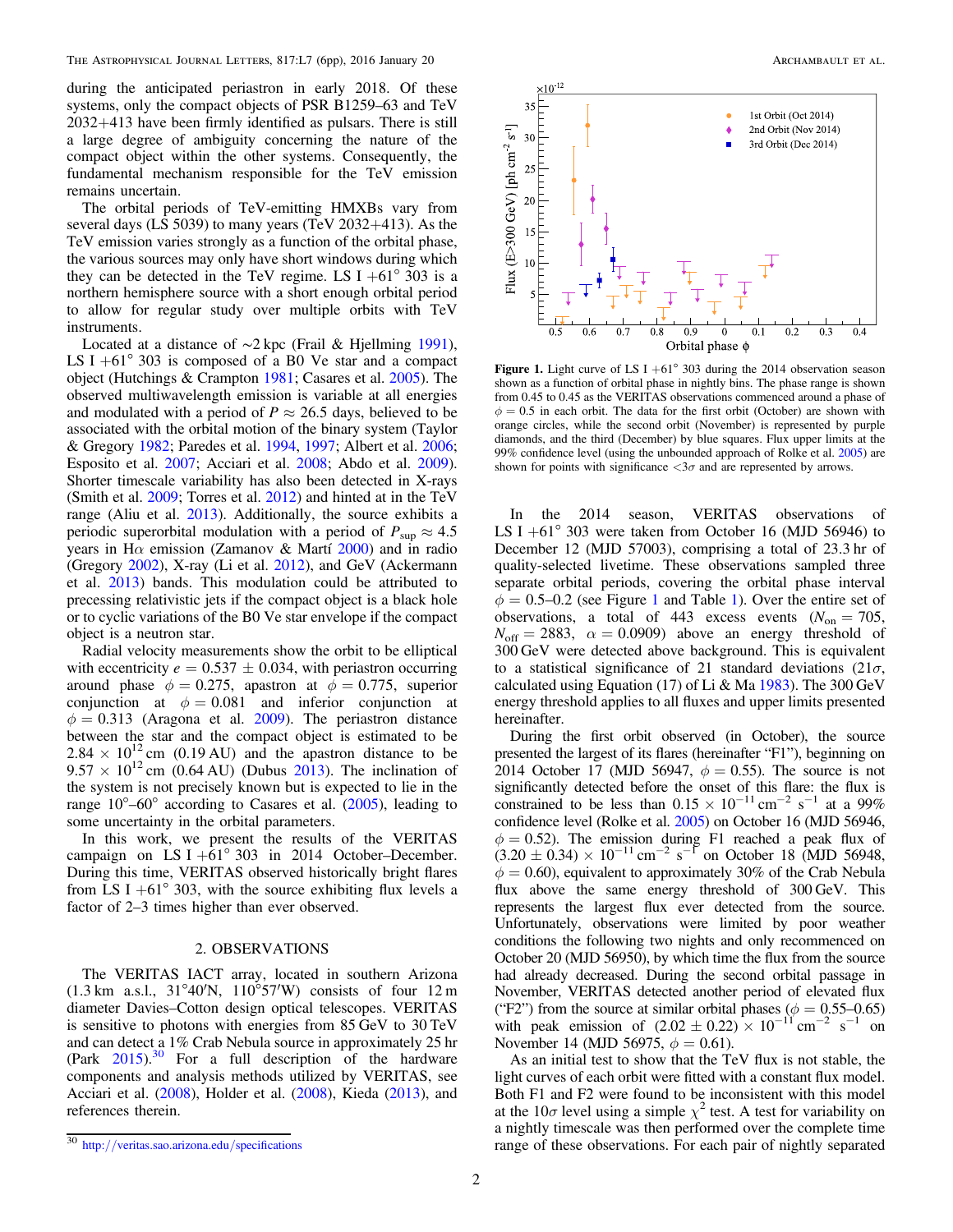during the anticipated periastron in early 2018. Of these systems, only the compact objects of PSR B1259–63 and TeV 2032+413 have been firmly identified as pulsars. There is still a large degree of ambiguity concerning the nature of the compact object within the other systems. Consequently, the fundamental mechanism responsible for the TeV emission remains uncertain.

The orbital periods of TeV-emitting HMXBs vary from several days (LS 5039) to many years (TeV 2032+413). As the TeV emission varies strongly as a function of the orbital phase, the various sources may only have short windows during which they can be detected in the TeV regime. LS I +61° 303 is a northern hemisphere source with a short enough orbital period to allow for regular study over multiple orbits with TeV instruments.

Located at a distance of ∼2 kpc (Frail & Hjellming 1991), LS I +61° 303 is composed of a B0 Ve star and a compact object (Hutchings & Crampton 1981; Casares et al. 2005). The observed multiwavelength emission is variable at all energies and modulated with a period of $P \approx 26.5$ days, believed to be associated with the orbital motion of the binary system (Taylor & Gregory 1982; Paredes et al. 1994, 1997; Albert et al. 2006; Esposito et al. 2007; Acciari et al. 2008; Abdo et al. 2009). Shorter timescale variability has also been detected in X-rays (Smith et al. 2009; Torres et al. 2012) and hinted at in the TeV range (Aliu et al. 2013). Additionally, the source exhibits a periodic superorbital modulation with a period of $P_{\rm sup} \approx 4.5$ years in Hα emission (Zamanov & Martí 2000) and in radio (Gregory 2002), X-ray (Li et al. 2012), and GeV (Ackermann et al. 2013) bands. This modulation could be attributed to precessing relativistic jets if the compact object is a black hole or to cyclic variations of the B0 Ve star envelope if the compact object is a neutron star.

Radial velocity measurements show the orbit to be elliptical with eccentricity $e = 0.537 \pm 0.034$, with periastron occurring around phase $\phi = 0.275$, apastron at $\phi = 0.775$, superior conjunction at $\phi = 0.081$ and inferior conjunction at $\phi = 0.313$ (Aragona et al. 2009). The periastron distance between the star and the compact object is estimated to be $2.84 \times 10^{12}$ cm (0.19 AU) and the apastron distance to be $9.57 \times 10^{12}$ cm (0.64 AU) (Dubus 2013). The inclination of the system is not precisely known but is expected to lie in the range 10°–60° according to Casares et al. (2005), leading to some uncertainty in the orbital parameters.

In this work, we present the results of the VERITAS campaign on LS I +61° 303 in 2014 October–December. During this time, VERITAS observed historically bright flares from LS I +61° 303, with the source exhibiting flux levels a factor of 2–3 times higher than ever observed.

## 2. OBSERVATIONS

The VERITAS IACT array, located in southern Arizona (1.3 km a.s.l., 31°40′N, 110°57′W) consists of four 12 m diameter Davies–Cotton design optical telescopes. VERITAS is sensitive to photons with energies from 85 GeV to 30 TeV and can detect a 1% Crab Nebula source in approximately 25 hr (Park 2015).[30] For a full description of the hardware components and analysis methods utilized by VERITAS, see Acciari et al. (2008), Holder et al. (2008), Kieda (2013), and references therein.

[30] http://veritas.sao.arizona.edu/specifications

**Figure 1.** Light curve of LS I +61° 303 during the 2014 observation season shown as a function of orbital phase in nightly bins. The phase range is shown from 0.45 to 0.45 as the VERITAS observations commenced around a phase of $\phi = 0.5$ in each orbit. The data for the first orbit (October) are shown with orange circles, while the second orbit (November) is represented by purple diamonds, and the third (December) by blue squares. Flux upper limits at the 99% confidence level (using the unbounded approach of Rolke et al. 2005) are shown for points with significance $<3\sigma$ and are represented by arrows.

In the 2014 season, VERITAS observations of LS I +61° 303 were taken from October 16 (MJD 56946) to December 12 (MJD 57003), comprising a total of 23.3 hr of quality-selected livetime. These observations sampled three separate orbital periods, covering the orbital phase interval $\phi = 0.5$–0.2 (see Figure 1 and Table 1). Over the entire set of observations, a total of 443 excess events ($N_{\rm on} = 705$, $N_{\rm off} = 2883$, $\alpha = 0.0909$) above an energy threshold of 300 GeV were detected above background. This is equivalent to a statistical significance of 21 standard deviations (21σ, calculated using Equation (17) of Li & Ma 1983). The 300 GeV energy threshold applies to all fluxes and upper limits presented hereinafter.

During the first orbit observed (in October), the source presented the largest of its flares (hereinafter "F1"), beginning on 2014 October 17 (MJD 56947, $\phi = 0.55$). The source is not significantly detected before the onset of this flare: the flux is constrained to be less than $0.15 \times 10^{-11}\,{\rm cm}^{-2}\,{\rm s}^{-1}$ at a 99% confidence level (Rolke et al. 2005) on October 16 (MJD 56946, $\phi = 0.52$). The emission during F1 reached a peak flux of $(3.20 \pm 0.34) \times 10^{-11}\,{\rm cm}^{-2}\,{\rm s}^{-1}$ on October 18 (MJD 56948, $\phi = 0.60$), equivalent to approximately 30% of the Crab Nebula flux above the same energy threshold of 300 GeV. This represents the largest flux ever detected from the source. Unfortunately, observations were limited by poor weather conditions the following two nights and only recommenced on October 20 (MJD 56950), by which time the flux from the source had already decreased. During the second orbital passage in November, VERITAS detected another period of elevated flux ("F2") from the source at similar orbital phases ($\phi = 0.55$–0.65) with peak emission of $(2.02 \pm 0.22) \times 10^{-11}\,{\rm cm}^{-2}\,{\rm s}^{-1}$ on November 14 (MJD 56975, $\phi = 0.61$).

As an initial test to show that the TeV flux is not stable, the light curves of each orbit were fitted with a constant flux model. Both F1 and F2 were found to be inconsistent with this model at the 10σ level using a simple $\chi^2$ test. A test for variability on a nightly timescale was then performed over the complete time range of these observations. For each pair of nightly separated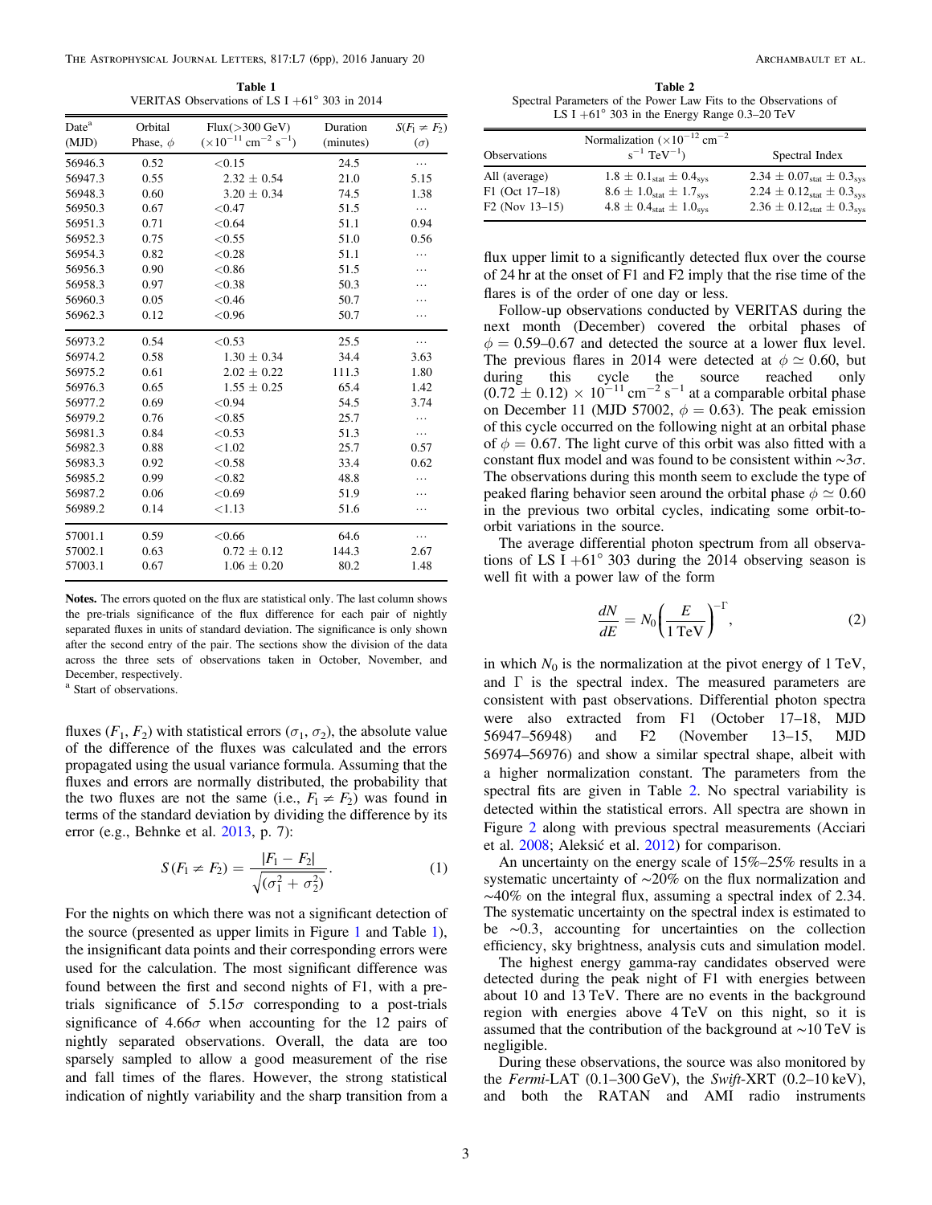**Table 1**
VERITAS Observations of LS I $+61°$ 303 in 2014

| Date[a] (MJD) | Orbital Phase, $\phi$ | Flux(>300 GeV) ($\times 10^{-11}$ cm$^{-2}$ s$^{-1}$) | Duration (minutes) | $S(F_1 \neq F_2)$ ($\sigma$) |
|---|---|---|---|---|
| 56946.3 | 0.52 | <0.15 | 24.5 | … |
| 56947.3 | 0.55 | 2.32 ± 0.54 | 21.0 | 5.15 |
| 56948.3 | 0.60 | 3.20 ± 0.34 | 74.5 | 1.38 |
| 56950.3 | 0.67 | <0.47 | 51.5 | … |
| 56951.3 | 0.71 | <0.64 | 51.1 | 0.94 |
| 56952.3 | 0.75 | <0.55 | 51.0 | 0.56 |
| 56954.3 | 0.82 | <0.28 | 51.1 | … |
| 56956.3 | 0.90 | <0.86 | 51.5 | … |
| 56958.3 | 0.97 | <0.38 | 50.3 | … |
| 56960.3 | 0.05 | <0.46 | 50.7 | … |
| 56962.3 | 0.12 | <0.96 | 50.7 | … |
| 56973.2 | 0.54 | <0.53 | 25.5 | … |
| 56974.2 | 0.58 | 1.30 ± 0.34 | 34.4 | 3.63 |
| 56975.2 | 0.61 | 2.02 ± 0.22 | 111.3 | 1.80 |
| 56976.3 | 0.65 | 1.55 ± 0.25 | 65.4 | 1.42 |
| 56977.2 | 0.69 | <0.94 | 54.5 | 3.74 |
| 56979.2 | 0.76 | <0.85 | 25.7 | … |
| 56981.3 | 0.84 | <0.53 | 51.3 | … |
| 56982.3 | 0.88 | <1.02 | 25.7 | 0.57 |
| 56983.3 | 0.92 | <0.58 | 33.4 | 0.62 |
| 56985.2 | 0.99 | <0.82 | 48.8 | … |
| 56987.2 | 0.06 | <0.69 | 51.9 | … |
| 56989.2 | 0.14 | <1.13 | 51.6 | … |
| 57001.1 | 0.59 | <0.66 | 64.6 | … |
| 57002.1 | 0.63 | 0.72 ± 0.12 | 144.3 | 2.67 |
| 57003.1 | 0.67 | 1.06 ± 0.20 | 80.2 | 1.48 |

**Notes.** The errors quoted on the flux are statistical only. The last column shows the pre-trials significance of the flux difference for each pair of nightly separated fluxes in units of standard deviation. The significance is only shown after the second entry of the pair. The sections show the division of the data across the three sets of observations taken in October, November, and December, respectively.
[a] Start of observations.

fluxes ($F_1$, $F_2$) with statistical errors ($\sigma_1$, $\sigma_2$), the absolute value of the difference of the fluxes was calculated and the errors propagated using the usual variance formula. Assuming that the fluxes and errors are normally distributed, the probability that the two fluxes are not the same (i.e., $F_1 \neq F_2$) was found in terms of the standard deviation by dividing the difference by its error (e.g., Behnke et al. 2013, p. 7):

$$S(F_1 \neq F_2) = \frac{|F_1 - F_2|}{\sqrt{(\sigma_1^2 + \sigma_2^2)}}. \quad (1)$$

For the nights on which there was not a significant detection of the source (presented as upper limits in Figure 1 and Table 1), the insignificant data points and their corresponding errors were used for the calculation. The most significant difference was found between the first and second nights of F1, with a pre-trials significance of $5.15\sigma$ corresponding to a post-trials significance of $4.66\sigma$ when accounting for the 12 pairs of nightly separated observations. Overall, the data are too sparsely sampled to allow a good measurement of the rise and fall times of the flares. However, the strong statistical indication of nightly variability and the sharp transition from a flux upper limit to a significantly detected flux over the course of 24 hr at the onset of F1 and F2 imply that the rise time of the flares is of the order of one day or less.

**Table 2**
Spectral Parameters of the Power Law Fits to the Observations of LS I $+61°$ 303 in the Energy Range 0.3–20 TeV

| Observations | Normalization ($\times 10^{-12}$ cm$^{-2}$ s$^{-1}$ TeV$^{-1}$) | Spectral Index |
|---|---|---|
| All (average) | $1.8 \pm 0.1_{\rm stat} \pm 0.4_{\rm sys}$ | $2.34 \pm 0.07_{\rm stat} \pm 0.3_{\rm sys}$ |
| F1 (Oct 17–18) | $8.6 \pm 1.0_{\rm stat} \pm 1.7_{\rm sys}$ | $2.24 \pm 0.12_{\rm stat} \pm 0.3_{\rm sys}$ |
| F2 (Nov 13–15) | $4.8 \pm 0.4_{\rm stat} \pm 1.0_{\rm sys}$ | $2.36 \pm 0.12_{\rm stat} \pm 0.3_{\rm sys}$ |

Follow-up observations conducted by VERITAS during the next month (December) covered the orbital phases of $\phi = 0.59$–$0.67$ and detected the source at a lower flux level. The previous flares in 2014 were detected at $\phi \simeq 0.60$, but during this cycle the source reached only $(0.72 \pm 0.12) \times 10^{-11}$ cm$^{-2}$ s$^{-1}$ at a comparable orbital phase on December 11 (MJD 57002, $\phi = 0.63$). The peak emission of this cycle occurred on the following night at an orbital phase of $\phi = 0.67$. The light curve of this orbit was also fitted with a constant flux model and was found to be consistent within $\sim 3\sigma$. The observations during this month seem to exclude the type of peaked flaring behavior seen around the orbital phase $\phi \simeq 0.60$ in the previous two orbital cycles, indicating some orbit-to-orbit variations in the source.

The average differential photon spectrum from all observations of LS I $+61°$ 303 during the 2014 observing season is well fit with a power law of the form

$$\frac{dN}{dE} = N_0 \left(\frac{E}{1\,\text{TeV}}\right)^{-\Gamma}, \quad (2)$$

in which $N_0$ is the normalization at the pivot energy of 1 TeV, and $\Gamma$ is the spectral index. The measured parameters are consistent with past observations. Differential photon spectra were also extracted from F1 (October 17–18, MJD 56947–56948) and F2 (November 13–15, MJD 56974–56976) and show a similar spectral shape, albeit with a higher normalization constant. The parameters from the spectral fits are given in Table 2. No spectral variability is detected within the statistical errors. All spectra are shown in Figure 2 along with previous spectral measurements (Acciari et al. 2008; Aleksić et al. 2012) for comparison.

An uncertainty on the energy scale of 15%–25% results in a systematic uncertainty of ~20% on the flux normalization and ~40% on the integral flux, assuming a spectral index of 2.34. The systematic uncertainty on the spectral index is estimated to be ~0.3, accounting for uncertainties on the collection efficiency, sky brightness, analysis cuts and simulation model.

The highest energy gamma-ray candidates observed were detected during the peak night of F1 with energies between about 10 and 13 TeV. There are no events in the background region with energies above 4 TeV on this night, so it is assumed that the contribution of the background at ~10 TeV is negligible.

During these observations, the source was also monitored by the *Fermi*-LAT (0.1–300 GeV), the *Swift*-XRT (0.2–10 keV), and both the RATAN and AMI radio instruments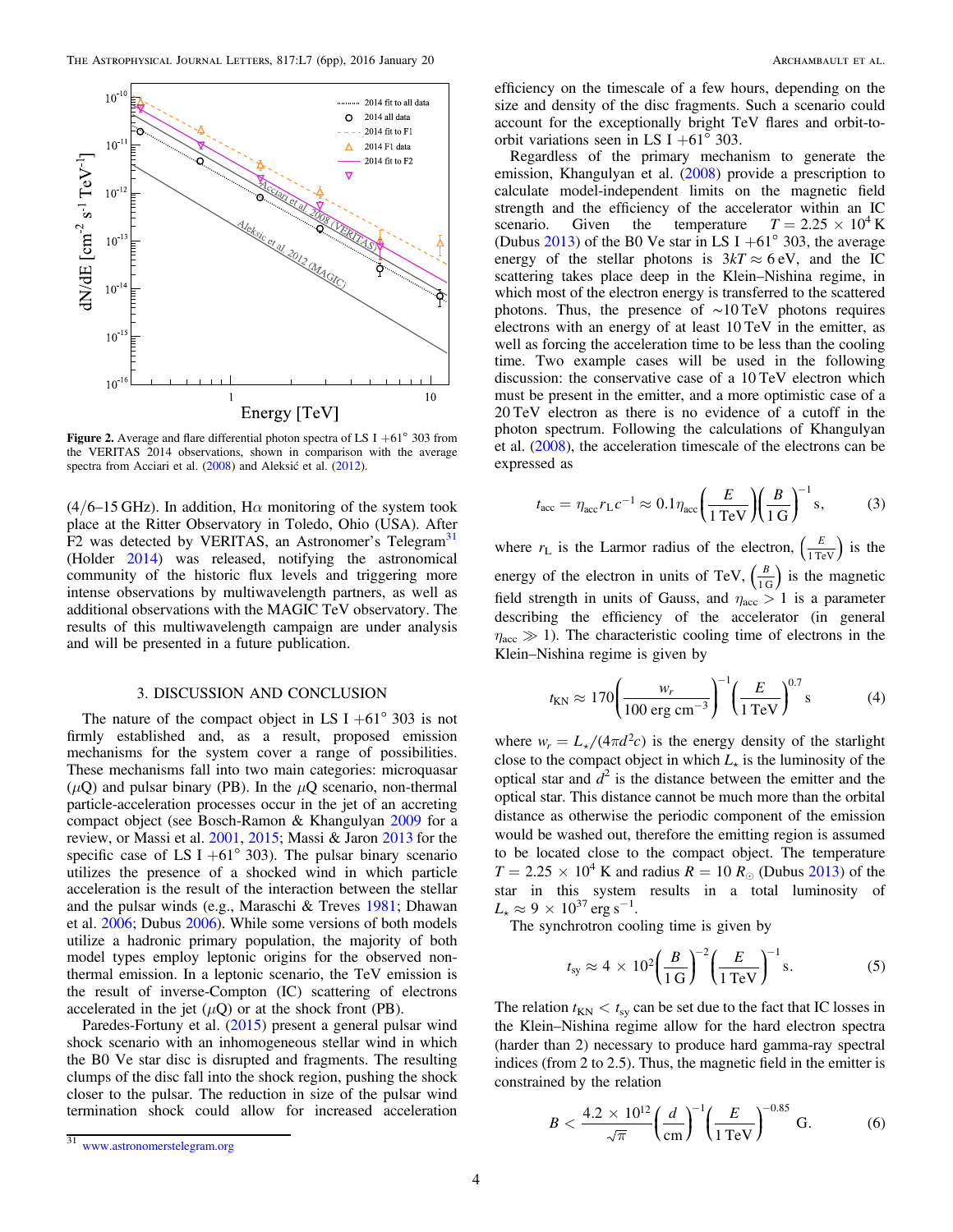Figure 2. Average and flare differential photon spectra of LS I +61° 303 from the VERITAS 2014 observations, shown in comparison with the average spectra from Acciari et al. (2008) and Aleksić et al. (2012).

(4/6–15 GHz). In addition, H$\alpha$ monitoring of the system took place at the Ritter Observatory in Toledo, Ohio (USA). After F2 was detected by VERITAS, an Astronomer's Telegram[31] (Holder 2014) was released, notifying the astronomical community of the historic flux levels and triggering more intense observations by multiwavelength partners, as well as additional observations with the MAGIC TeV observatory. The results of this multiwavelength campaign are under analysis and will be presented in a future publication.

## 3. DISCUSSION AND CONCLUSION

The nature of the compact object in LS I +61° 303 is not firmly established and, as a result, proposed emission mechanisms for the system cover a range of possibilities. These mechanisms fall into two main categories: microquasar ($\mu$Q) and pulsar binary (PB). In the $\mu$Q scenario, non-thermal particle-acceleration processes occur in the jet of an accreting compact object (see Bosch-Ramon & Khangulyan 2009 for a review, or Massi et al. 2001, 2015; Massi & Jaron 2013 for the specific case of LS I +61° 303). The pulsar binary scenario utilizes the presence of a shocked wind in which particle acceleration is the result of the interaction between the stellar and the pulsar winds (e.g., Maraschi & Treves 1981; Dhawan et al. 2006; Dubus 2006). While some versions of both models utilize a hadronic primary population, the majority of both model types employ leptonic origins for the observed non-thermal emission. In a leptonic scenario, the TeV emission is the result of inverse-Compton (IC) scattering of electrons accelerated in the jet ($\mu$Q) or at the shock front (PB).

Paredes-Fortuny et al. (2015) present a general pulsar wind shock scenario with an inhomogeneous stellar wind in which the B0 Ve star disc is disrupted and fragments. The resulting clumps of the disc fall into the shock region, pushing the shock closer to the pulsar. The reduction in size of the pulsar wind termination shock could allow for increased acceleration efficiency on the timescale of a few hours, depending on the size and density of the disc fragments. Such a scenario could account for the exceptionally bright TeV flares and orbit-to-orbit variations seen in LS I +61° 303.

Regardless of the primary mechanism to generate the emission, Khangulyan et al. (2008) provide a prescription to calculate model-independent limits on the magnetic field strength and the efficiency of the accelerator within an IC scenario. Given the temperature $T = 2.25 \times 10^4$ K (Dubus 2013) of the B0 Ve star in LS I +61° 303, the average energy of the stellar photons is $3kT \approx 6$ eV, and the IC scattering takes place deep in the Klein–Nishina regime, in which most of the electron energy is transferred to the scattered photons. Thus, the presence of $\sim$10 TeV photons requires electrons with an energy of at least 10 TeV in the emitter, as well as forcing the acceleration time to be less than the cooling time. Two example cases will be used in the following discussion: the conservative case of a 10 TeV electron which must be present in the emitter, and a more optimistic case of a 20 TeV electron as there is no evidence of a cutoff in the photon spectrum. Following the calculations of Khangulyan et al. (2008), the acceleration timescale of the electrons can be expressed as

$$t_{\rm acc} = \eta_{\rm acc} r_{\rm L} c^{-1} \approx 0.1 \eta_{\rm acc} \left(\frac{E}{1\,{\rm TeV}}\right)\left(\frac{B}{1\,{\rm G}}\right)^{-1} {\rm s}, \tag{3}$$

where $r_{\rm L}$ is the Larmor radius of the electron, $\left(\frac{E}{1\,{\rm TeV}}\right)$ is the energy of the electron in units of TeV, $\left(\frac{B}{1\,{\rm G}}\right)$ is the magnetic field strength in units of Gauss, and $\eta_{\rm acc} > 1$ is a parameter describing the efficiency of the accelerator (in general $\eta_{\rm acc} \gg 1$). The characteristic cooling time of electrons in the Klein–Nishina regime is given by

$$t_{\rm KN} \approx 170 \left(\frac{w_r}{100\,{\rm erg\,cm^{-3}}}\right)^{-1}\left(\frac{E}{1\,{\rm TeV}}\right)^{0.7} {\rm s} \tag{4}$$

where $w_r = L_\star/(4\pi d^2 c)$ is the energy density of the starlight close to the compact object in which $L_\star$ is the luminosity of the optical star and $d^2$ is the distance between the emitter and the optical star. This distance cannot be much more than the orbital distance as otherwise the periodic component of the emission would be washed out, therefore the emitting region is assumed to be located close to the compact object. The temperature $T = 2.25 \times 10^4$ K and radius $R = 10\,R_\odot$ (Dubus 2013) of the star in this system results in a total luminosity of $L_\star \approx 9 \times 10^{37}\,{\rm erg\,s^{-1}}$.

The synchrotron cooling time is given by

$$t_{\rm sy} \approx 4 \times 10^2 \left(\frac{B}{1\,{\rm G}}\right)^{-2}\left(\frac{E}{1\,{\rm TeV}}\right)^{-1} {\rm s}. \tag{5}$$

The relation $t_{\rm KN} < t_{\rm sy}$ can be set due to the fact that IC losses in the Klein–Nishina regime allow for the hard electron spectra (harder than 2) necessary to produce hard gamma-ray spectral indices (from 2 to 2.5). Thus, the magnetic field in the emitter is constrained by the relation

$$B < \frac{4.2 \times 10^{12}}{\sqrt{\pi}}\left(\frac{d}{\rm cm}\right)^{-1}\left(\frac{E}{1\,{\rm TeV}}\right)^{-0.85} {\rm G}. \tag{6}$$

[31] www.astronomerstelegram.org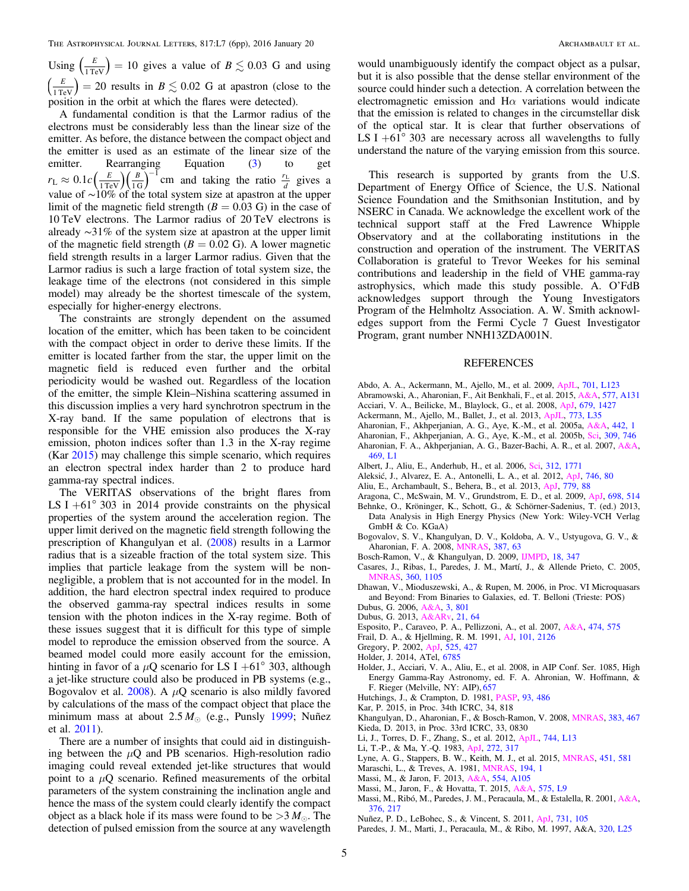Using $\left(\frac{E}{1\,\text{TeV}}\right) = 10$ gives a value of $B \lesssim 0.03$ G and using $\left(\frac{E}{1\,\text{TeV}}\right) = 20$ results in $B \lesssim 0.02$ G at apastron (close to the position in the orbit at which the flares were detected).

A fundamental condition is that the Larmor radius of the electrons must be considerably less than the linear size of the emitter. As before, the distance between the compact object and the emitter is used as an estimate of the linear size of the emitter. Rearranging Equation (3) to get $r_\text{L} \approx 0.1c\left(\frac{E}{1\,\text{TeV}}\right)\left(\frac{B}{1\,\text{G}}\right)^{-1}$ cm and taking the ratio $\frac{r_\text{L}}{d}$ gives a value of ~10% of the total system size at apastron at the upper limit of the magnetic field strength ($B = 0.03$ G) in the case of 10 TeV electrons. The Larmor radius of 20 TeV electrons is already ~31% of the system size at apastron at the upper limit of the magnetic field strength ($B = 0.02$ G). A lower magnetic field strength results in a larger Larmor radius. Given that the Larmor radius is such a large fraction of total system size, the leakage time of the electrons (not considered in this simple model) may already be the shortest timescale of the system, especially for higher-energy electrons.

The constraints are strongly dependent on the assumed location of the emitter, which has been taken to be coincident with the compact object in order to derive these limits. If the emitter is located farther from the star, the upper limit on the magnetic field is reduced even further and the orbital periodicity would be washed out. Regardless of the location of the emitter, the simple Klein–Nishina scattering assumed in this discussion implies a very hard synchrotron spectrum in the X-ray band. If the same population of electrons that is responsible for the VHE emission also produces the X-ray emission, photon indices softer than 1.3 in the X-ray regime (Kar 2015) may challenge this simple scenario, which requires an electron spectral index harder than 2 to produce hard gamma-ray spectral indices.

The VERITAS observations of the bright flares from LS I +61° 303 in 2014 provide constraints on the physical properties of the system around the acceleration region. The upper limit derived on the magnetic field strength following the prescription of Khangulyan et al. (2008) results in a Larmor radius that is a sizeable fraction of the total system size. This implies that particle leakage from the system will be non-negligible, a problem that is not accounted for in the model. In addition, the hard electron spectral index required to produce the observed gamma-ray spectral indices results in some tension with the photon indices in the X-ray regime. Both of these issues suggest that it is difficult for this type of simple model to reproduce the emission observed from the source. A beamed model could more easily account for the emission, hinting in favor of a $\mu$Q scenario for LS I +61° 303, although a jet-like structure could also be produced in PB systems (e.g., Bogovalov et al. 2008). A $\mu$Q scenario is also mildly favored by calculations of the mass of the compact object that place the minimum mass at about $2.5\,M_\odot$ (e.g., Punsly 1999; Nuñez et al. 2011).

There are a number of insights that could aid in distinguishing between the $\mu$Q and PB scenarios. High-resolution radio imaging could reveal extended jet-like structures that would point to a $\mu$Q scenario. Refined measurements of the orbital parameters of the system constraining the inclination angle and hence the mass of the system could clearly identify the compact object as a black hole if its mass were found to be $>3\,M_\odot$. The detection of pulsed emission from the source at any wavelength would unambiguously identify the compact object as a pulsar, but it is also possible that the dense stellar environment of the source could hinder such a detection. A correlation between the electromagnetic emission and H$\alpha$ variations would indicate that the emission is related to changes in the circumstellar disk of the optical star. It is clear that further observations of LS I +61° 303 are necessary across all wavelengths to fully understand the nature of the varying emission from this source.

This research is supported by grants from the U.S. Department of Energy Office of Science, the U.S. National Science Foundation and the Smithsonian Institution, and by NSERC in Canada. We acknowledge the excellent work of the technical support staff at the Fred Lawrence Whipple Observatory and at the collaborating institutions in the construction and operation of the instrument. The VERITAS Collaboration is grateful to Trevor Weekes for his seminal contributions and leadership in the field of VHE gamma-ray astrophysics, which made this study possible. A. O'FdB acknowledges support through the Young Investigators Program of the Helmholtz Association. A. W. Smith acknowledges support from the Fermi Cycle 7 Guest Investigator Program, grant number NNH13ZDA001N.

## REFERENCES

Abdo, A. A., Ackermann, M., Ajello, M., et al. 2009, ApJL, 701, L123
Abramowski, A., Aharonian, F., Ait Benkhali, F., et al. 2015, A&A, 577, A131
Acciari, V. A., Beilicke, M., Blaylock, G., et al. 2008, ApJ, 679, 1427
Ackermann, M., Ajello, M., Ballet, J., et al. 2013, ApJL, 773, L35
Aharonian, F., Akhperjanian, A. G., Aye, K.-M., et al. 2005a, A&A, 442, 1
Aharonian, F., Akhperjanian, A. G., Aye, K.-M., et al. 2005b, Sci, 309, 746
Aharonian, F. A., Akhperjanian, A. G., Bazer-Bachi, A. R., et al. 2007, A&A, 469, L1
Albert, J., Aliu, E., Anderhub, H., et al. 2006, Sci, 312, 1771
Aleksić, J., Alvarez, E. A., Antonelli, L. A., et al. 2012, ApJ, 746, 80
Aliu, E., Archambault, S., Behera, B., et al. 2013, ApJ, 779, 88
Aragona, C., McSwain, M. V., Grundstrom, E. D., et al. 2009, ApJ, 698, 514
Behnke, O., Kröninger, K., Schott, G., & Schörner-Sadenius, T. (ed.) 2013, Data Analysis in High Energy Physics (New York: Wiley-VCH Verlag GmbH & Co. KGaA)
Bogovalov, S. V., Khangulyan, D. V., Koldoba, A. V., Ustyugova, G. V., & Aharonian, F. A. 2008, MNRAS, 387, 63
Bosch-Ramon, V., & Khangulyan, D. 2009, IJMPD, 18, 347
Casares, J., Ribas, I., Paredes, J. M., Martí, J., & Allende Prieto, C. 2005, MNRAS, 360, 1105
Dhawan, V., Mioduszewski, A., & Rupen, M. 2006, in Proc. VI Microquasars and Beyond: From Binaries to Galaxies, ed. T. Belloni (Trieste: POS)
Dubus, G. 2006, A&A, 3, 801
Dubus, G. 2013, A&ARv, 21, 64
Esposito, P., Caraveo, P. A., Pellizzoni, A., et al. 2007, A&A, 474, 575
Frail, D. A., & Hjellming, R. M. 1991, AJ, 101, 2126
Gregory, P. 2002, ApJ, 525, 427
Holder, J. 2014, ATel, 6785
Holder, J., Acciari, V. A., Aliu, E., et al. 2008, in AIP Conf. Ser. 1085, High Energy Gamma-Ray Astronomy, ed. F. A. Ahronian, W. Hoffmann, & F. Rieger (Melville, NY: AIP), 657
Hutchings, J., & Crampton, D. 1981, PASP, 93, 486
Kar, P. 2015, in Proc. 34th ICRC, 34, 818
Khangulyan, D., Aharonian, F., & Bosch-Ramon, V. 2008, MNRAS, 383, 467
Kieda, D. 2013, in Proc. 33rd ICRC, 33, 0830
Li, J., Torres, D. F., Zhang, S., et al. 2012, ApJL, 744, L13
Li, T.-P., & Ma, Y.-Q. 1983, ApJ, 272, 317
Lyne, A. G., Stappers, B. W., Keith, M. J., et al. 2015, MNRAS, 451, 581
Maraschi, L., & Treves, A. 1981, MNRAS, 194, 1
Massi, M., & Jaron, F. 2013, A&A, 554, A105
Massi, M., Jaron, F., & Hovatta, T. 2015, A&A, 575, L9
Massi, M., Ribó, M., Paredes, J. M., Peracaula, M., & Estalella, R. 2001, A&A, 376, 217
Nuñez, P. D., LeBohec, S., & Vincent, S. 2011, ApJ, 731, 105
Paredes, J. M., Marti, J., Peracaula, M., & Ribo, M. 1997, A&A, 320, L25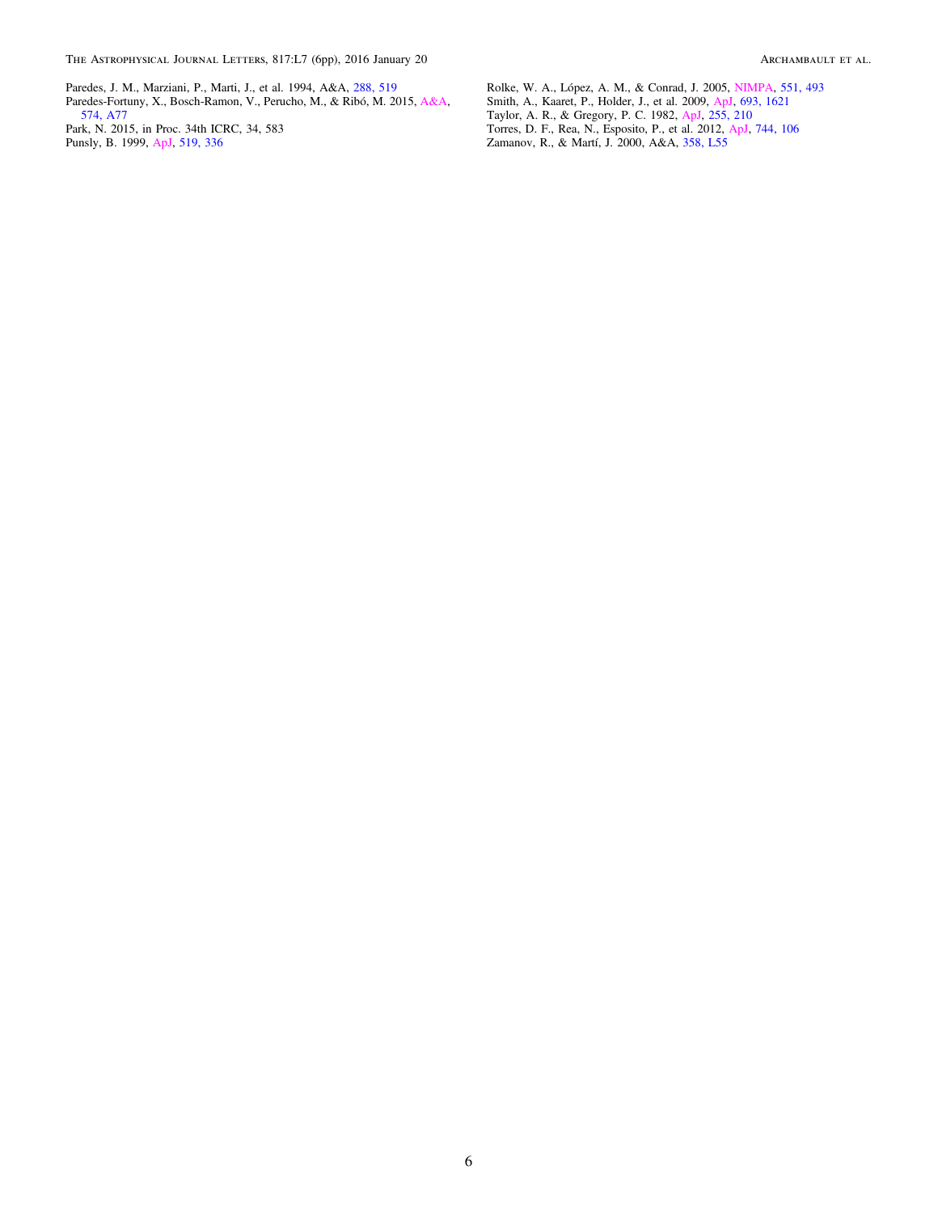Paredes, J. M., Marziani, P., Marti, J., et al. 1994, A&A, 288, 519

Paredes-Fortuny, X., Bosch-Ramon, V., Perucho, M., & Ribó, M. 2015, A&A, 574, A77

Park, N. 2015, in Proc. 34th ICRC, 34, 583

Punsly, B. 1999, ApJ, 519, 336

Rolke, W. A., López, A. M., & Conrad, J. 2005, NIMPA, 551, 493

Smith, A., Kaaret, P., Holder, J., et al. 2009, ApJ, 693, 1621

Taylor, A. R., & Gregory, P. C. 1982, ApJ, 255, 210

Torres, D. F., Rea, N., Esposito, P., et al. 2012, ApJ, 744, 106

Zamanov, R., & Martí, J. 2000, A&A, 358, L55